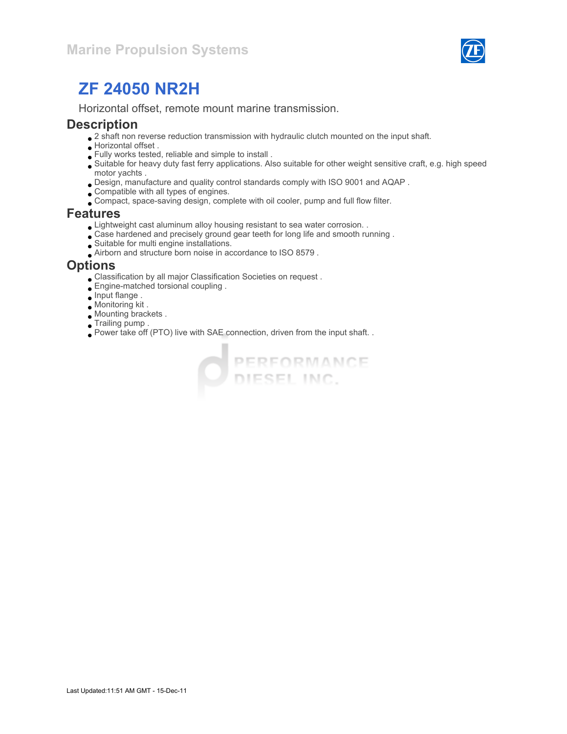Marine Propulsion Systems

# ZF 24050 NR2H

Horizontal offset, remote mount marine transmission.

## Description

- 2 shaft non reverse reduction transmission with hydraulic clutch mounted on the input shaft.
- Horizontal offset .
- Fully works tested, reliable and simple to install .
- Suitable for heavy duty fast ferry applications. Also suitable for other weight sensitive craft, e.g. high speed motor yachts .
- Design, manufacture and quality control standards comply with ISO 9001 and AQAP .
- Compatible with all types of engines.
- Compact, space-saving design, complete with oil cooler, pump and full flow filter.

## Features

- Lightweight cast aluminum alloy housing resistant to sea water corrosion. .
- Case hardened and precisely ground gear teeth for long life and smooth running .
- Suitable for multi engine installations.
- Airborn and structure born noise in accordance to ISO 8579 .

## Options

- Classification by all major Classification Societies on request .
- Engine-matched torsional coupling .
- Input flange .
- Monitoring kit .
- Mounting brackets .
- Trailing pump .
- Power take off (PTO) live with SAE connection, driven from the input shaft. .

Last Updated:11:51 AM GMT - 15-Dec-11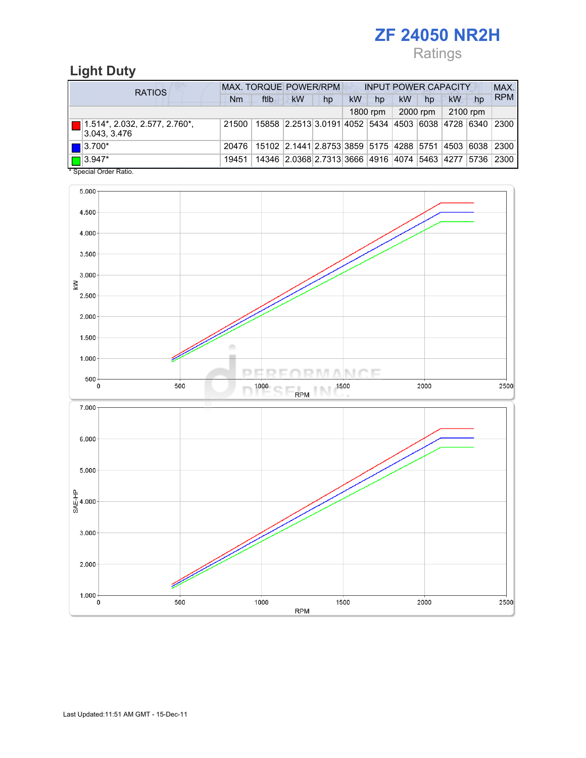# ZF 24050 NR2H

Ratings

## Light Duty

| RATIOS | MAX. TORQUE | | POWER/RPM | | INPUT POWER CAPACITY | | | | | | MAX. RPM |
|---|---|---|---|---|---|---|---|---|---|---|---|
| | Nm | ftlb | kW | hp | kW | hp | kW | hp | kW | hp | |
| | | | | | 1800 rpm | | 2000 rpm | | 2100 rpm | | |
| 1.514*, 2.032, 2.577, 2.760*, 3.043, 3.476 | 21500 | 15858 | 2.2513 | 3.0191 | 4052 | 5434 | 4503 | 6038 | 4728 | 6340 | 2300 |
| 3.700* | 20476 | 15102 | 2.1441 | 2.8753 | 3859 | 5175 | 4288 | 5751 | 4503 | 6038 | 2300 |
| 3.947* | 19451 | 14346 | 2.0368 | 2.7313 | 3666 | 4916 | 4074 | 5463 | 4277 | 5736 | 2300 |

* Special Order Ratio.

Last Updated:11:51 AM GMT - 15-Dec-11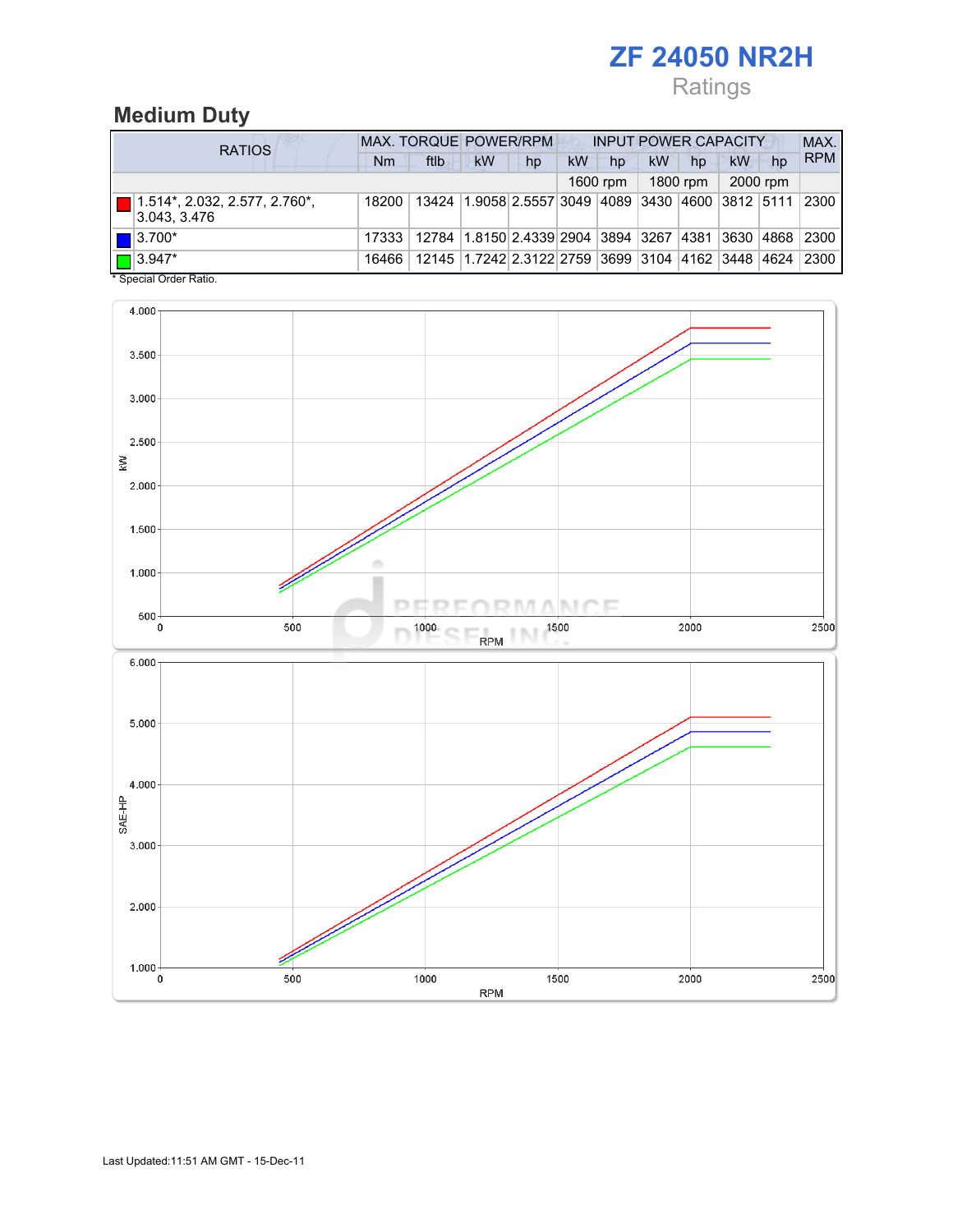# ZF 24050 NR2H

Ratings

## Medium Duty

| RATIOS | MAX. TORQUE | | POWER/RPM | | INPUT POWER CAPACITY | | | | | | MAX. RPM |
|---|---|---|---|---|---|---|---|---|---|---|---|
| | Nm | ftlb | kW | hp | kW | hp | kW | hp | kW | hp | |
| | | | | | 1600 rpm | | 1800 rpm | | 2000 rpm | | |
| 1.514*, 2.032, 2.577, 2.760*, 3.043, 3.476 | 18200 | 13424 | 1.9058 | 2.5557 | 3049 | 4089 | 3430 | 4600 | 3812 | 5111 | 2300 |
| 3.700* | 17333 | 12784 | 1.8150 | 2.4339 | 2904 | 3894 | 3267 | 4381 | 3630 | 4868 | 2300 |
| 3.947* | 16466 | 12145 | 1.7242 | 2.3122 | 2759 | 3699 | 3104 | 4162 | 3448 | 4624 | 2300 |

* Special Order Ratio.

Last Updated:11:51 AM GMT - 15-Dec-11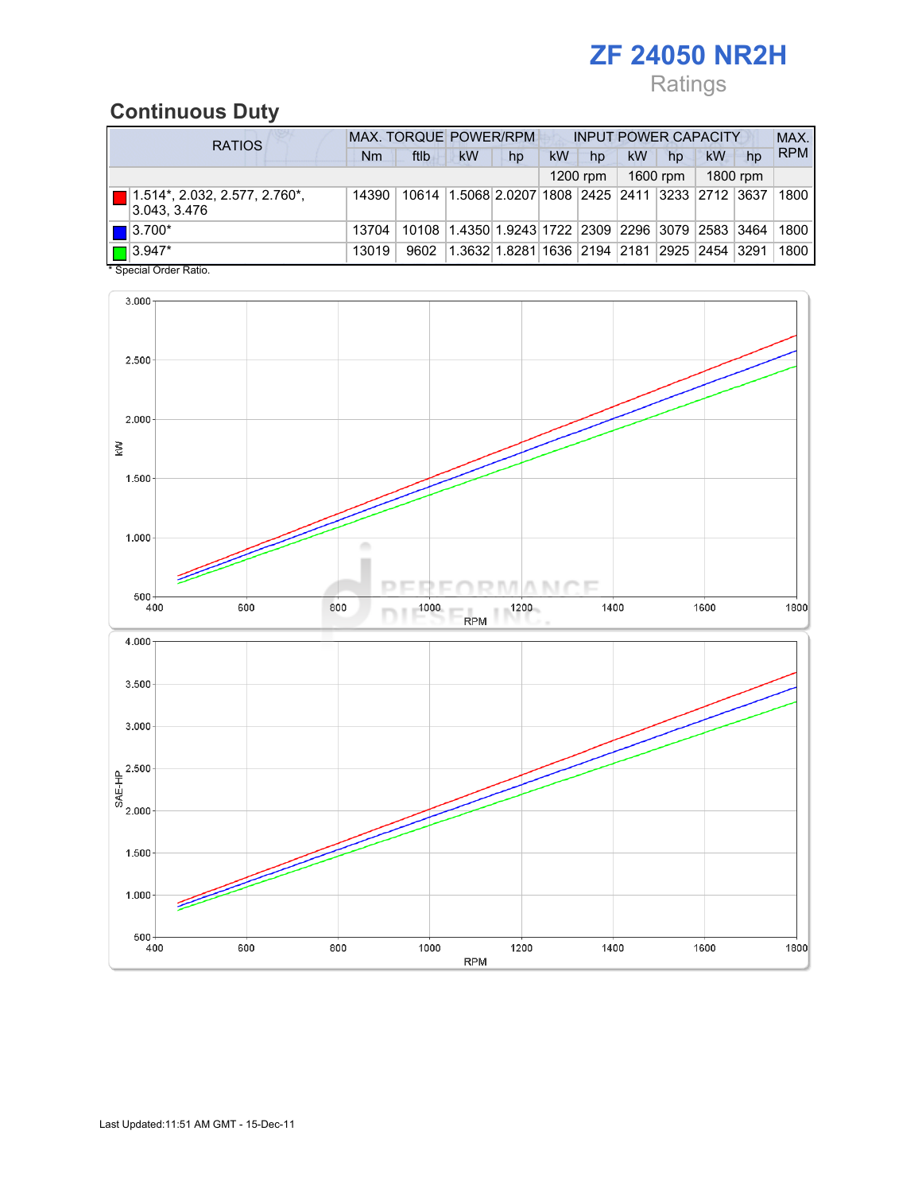# ZF 24050 NR2H

Ratings

## Continuous Duty

| RATIOS | MAX. TORQUE | | POWER/RPM | | INPUT POWER CAPACITY | | | | | | MAX. RPM |
|---|---|---|---|---|---|---|---|---|---|---|---|
| | Nm | ftlb | kW | hp | kW | hp | kW | hp | kW | hp | |
| | | | | | 1200 rpm | | 1600 rpm | | 1800 rpm | | |
| 1.514*, 2.032, 2.577, 2.760*, 3.043, 3.476 | 14390 | 10614 | 1.5068 | 2.0207 | 1808 | 2425 | 2411 | 3233 | 2712 | 3637 | 1800 |
| 3.700* | 13704 | 10108 | 1.4350 | 1.9243 | 1722 | 2309 | 2296 | 3079 | 2583 | 3464 | 1800 |
| 3.947* | 13019 | 9602 | 1.3632 | 1.8281 | 1636 | 2194 | 2181 | 2925 | 2454 | 3291 | 1800 |

* Special Order Ratio.

Last Updated:11:51 AM GMT - 15-Dec-11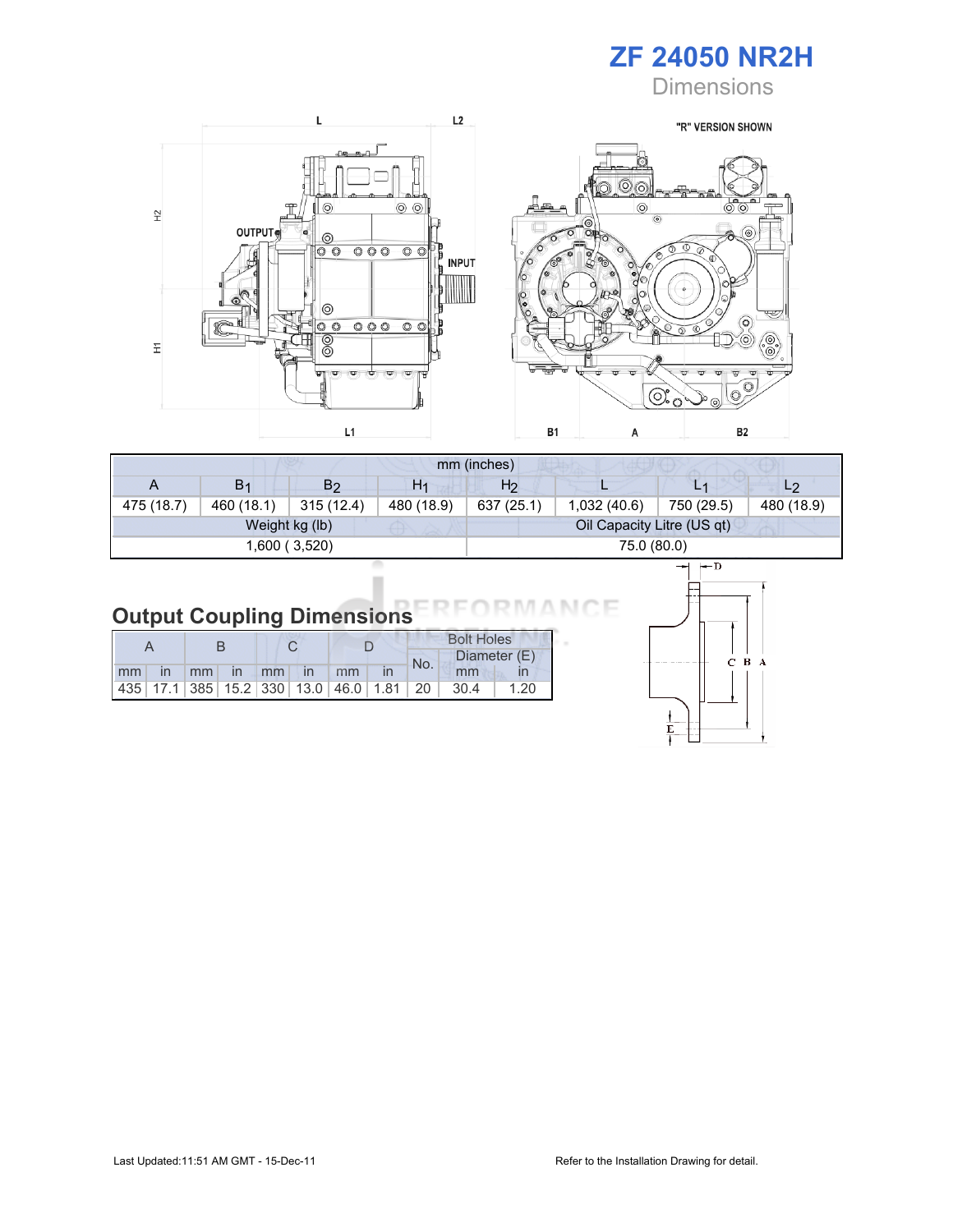# ZF 24050 NR2H

Dimensions

"R" VERSION SHOWN

| mm (inches) | | | | | | | |
|---|---|---|---|---|---|---|---|
| A | $B_1$ | $B_2$ | $H_1$ | $H_2$ | L | $L_1$ | $L_2$ |
| 475 (18.7) | 460 (18.1) | 315 (12.4) | 480 (18.9) | 637 (25.1) | 1,032 (40.6) | 750 (29.5) | 480 (18.9) |
| Weight kg (lb) | | | | Oil Capacity Litre (US qt) | | | |
| 1,600 ( 3,520) | | | | 75.0 (80.0) | | | |

## Output Coupling Dimensions

| A | | B | | C | | D | | Bolt Holes | | |
|---|---|---|---|---|---|---|---|---|---|---|
| | | | | | | | | No. | Diameter (E) | |
| mm | in | mm | in | mm | in | mm | in | | mm | in |
| 435 | 17.1 | 385 | 15.2 | 330 | 13.0 | 46.0 | 1.81 | 20 | 30.4 | 1.20 |

Last Updated:11:51 AM GMT - 15-Dec-11

Refer to the Installation Drawing for detail.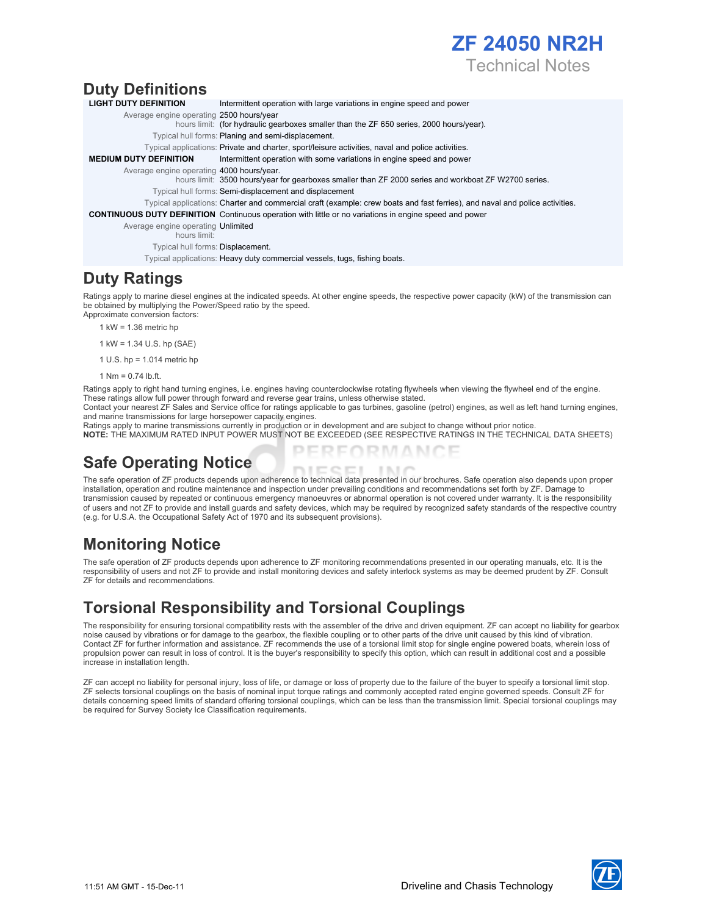# ZF 24050 NR2H

Technical Notes

## Duty Definitions

| | |
|---|---|
| **LIGHT DUTY DEFINITION** | Intermittent operation with large variations in engine speed and power |
| Average engine operating hours limit: | 2500 hours/year (for hydraulic gearboxes smaller than the ZF 650 series, 2000 hours/year). |
| Typical hull forms: | Planing and semi-displacement. |
| Typical applications: | Private and charter, sport/leisure activities, naval and police activities. |
| **MEDIUM DUTY DEFINITION** | Intermittent operation with some variations in engine speed and power |
| Average engine operating hours limit: | 4000 hours/year. 3500 hours/year for gearboxes smaller than ZF 2000 series and workboat ZF W2700 series. |
| Typical hull forms: | Semi-displacement and displacement |
| Typical applications: | Charter and commercial craft (example: crew boats and fast ferries), and naval and police activities. |
| **CONTINUOUS DUTY DEFINITION** | Continuous operation with little or no variations in engine speed and power |
| Average engine operating hours limit: | Unlimited |
| Typical hull forms: | Displacement. |
| Typical applications: | Heavy duty commercial vessels, tugs, fishing boats. |

## Duty Ratings

Ratings apply to marine diesel engines at the indicated speeds. At other engine speeds, the respective power capacity (kW) of the transmission can be obtained by multiplying the Power/Speed ratio by the speed.
Approximate conversion factors:

1 kW = 1.36 metric hp

1 kW = 1.34 U.S. hp (SAE)

1 U.S. hp = 1.014 metric hp

1 Nm = 0.74 lb.ft.

Ratings apply to right hand turning engines, i.e. engines having counterclockwise rotating flywheels when viewing the flywheel end of the engine.
These ratings allow full power through forward and reverse gear trains, unless otherwise stated.
Contact your nearest ZF Sales and Service office for ratings applicable to gas turbines, gasoline (petrol) engines, as well as left hand turning engines, and marine transmissions for large horsepower capacity engines.
Ratings apply to marine transmissions currently in production or in development and are subject to change without prior notice.
**NOTE:** THE MAXIMUM RATED INPUT POWER MUST NOT BE EXCEEDED (SEE RESPECTIVE RATINGS IN THE TECHNICAL DATA SHEETS)

## Safe Operating Notice

The safe operation of ZF products depends upon adherence to technical data presented in our brochures. Safe operation also depends upon proper installation, operation and routine maintenance and inspection under prevailing conditions and recommendations set forth by ZF. Damage to transmission caused by repeated or continuous emergency manoeuvres or abnormal operation is not covered under warranty. It is the responsibility of users and not ZF to provide and install guards and safety devices, which may be required by recognized safety standards of the respective country (e.g. for U.S.A. the Occupational Safety Act of 1970 and its subsequent provisions).

## Monitoring Notice

The safe operation of ZF products depends upon adherence to ZF monitoring recommendations presented in our operating manuals, etc. It is the responsibility of users and not ZF to provide and install monitoring devices and safety interlock systems as may be deemed prudent by ZF. Consult ZF for details and recommendations.

## Torsional Responsibility and Torsional Couplings

The responsibility for ensuring torsional compatibility rests with the assembler of the drive and driven equipment. ZF can accept no liability for gearbox noise caused by vibrations or for damage to the gearbox, the flexible coupling or to other parts of the drive unit caused by this kind of vibration. Contact ZF for further information and assistance. ZF recommends the use of a torsional limit stop for single engine powered boats, wherein loss of propulsion power can result in loss of control. It is the buyer's responsibility to specify this option, which can result in additional cost and a possible increase in installation length.

ZF can accept no liability for personal injury, loss of life, or damage or loss of property due to the failure of the buyer to specify a torsional limit stop. ZF selects torsional couplings on the basis of nominal input torque ratings and commonly accepted rated engine governed speeds. Consult ZF for details concerning speed limits of standard offering torsional couplings, which can be less than the transmission limit. Special torsional couplings may be required for Survey Society Ice Classification requirements.